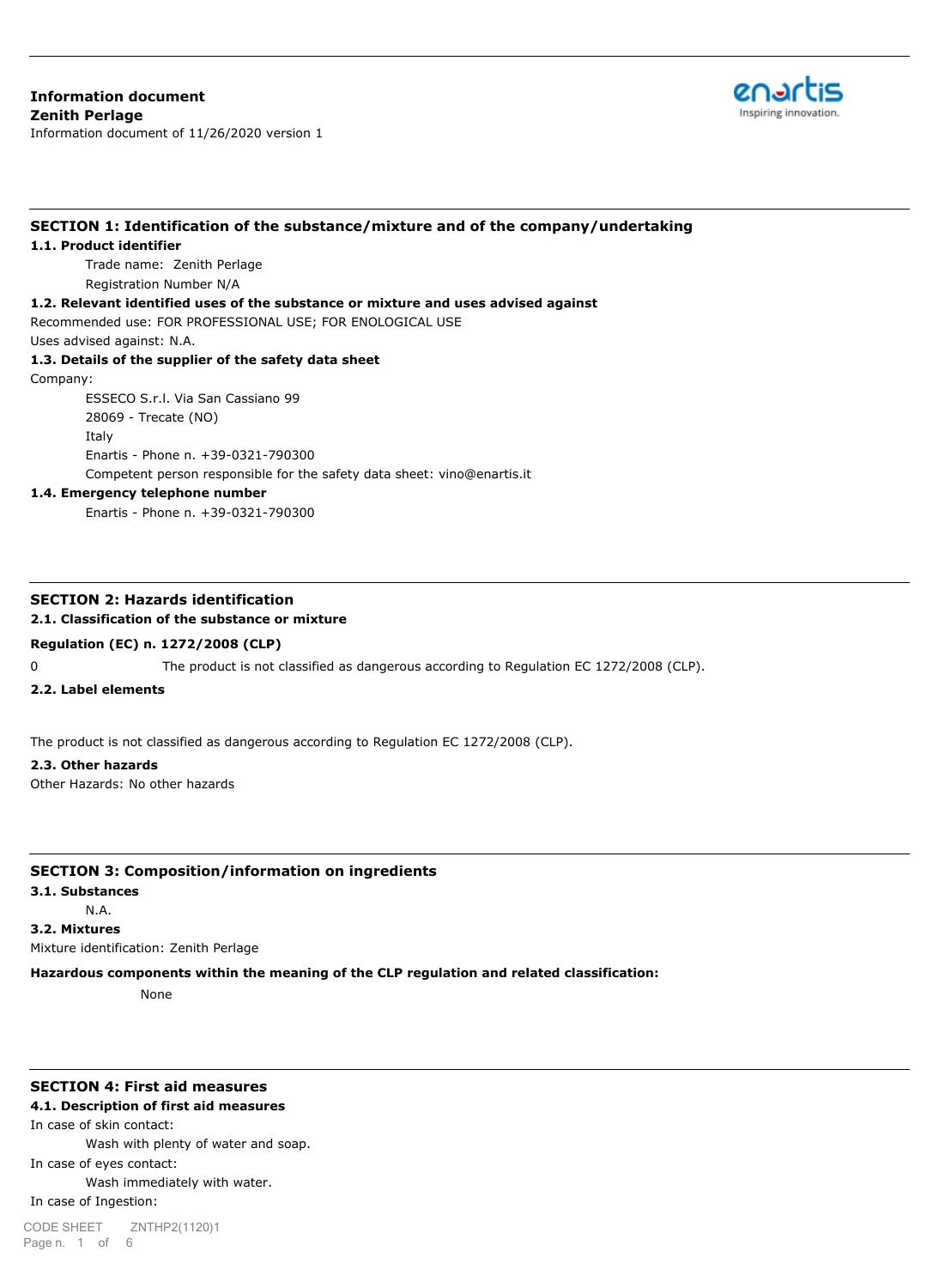**Information document**
**Zenith Perlage**
Information document of 11/26/2020 version 1

## SECTION 1: Identification of the substance/mixture and of the company/undertaking

### 1.1. Product identifier

Trade name: Zenith Perlage

Registration Number N/A

### 1.2. Relevant identified uses of the substance or mixture and uses advised against

Recommended use: FOR PROFESSIONAL USE; FOR ENOLOGICAL USE

Uses advised against: N.A.

### 1.3. Details of the supplier of the safety data sheet

Company:

ESSECO S.r.l. Via San Cassiano 99
28069 - Trecate (NO)
Italy
Enartis - Phone n. +39-0321-790300
Competent person responsible for the safety data sheet: vino@enartis.it

### 1.4. Emergency telephone number

Enartis - Phone n. +39-0321-790300

## SECTION 2: Hazards identification

### 2.1. Classification of the substance or mixture

**Regulation (EC) n. 1272/2008 (CLP)**

0 The product is not classified as dangerous according to Regulation EC 1272/2008 (CLP).

### 2.2. Label elements

The product is not classified as dangerous according to Regulation EC 1272/2008 (CLP).

### 2.3. Other hazards

Other Hazards: No other hazards

## SECTION 3: Composition/information on ingredients

### 3.1. Substances

N.A.

### 3.2. Mixtures

Mixture identification: Zenith Perlage

**Hazardous components within the meaning of the CLP regulation and related classification:**

None

## SECTION 4: First aid measures

### 4.1. Description of first aid measures

In case of skin contact:

Wash with plenty of water and soap.

In case of eyes contact:

Wash immediately with water.

In case of Ingestion: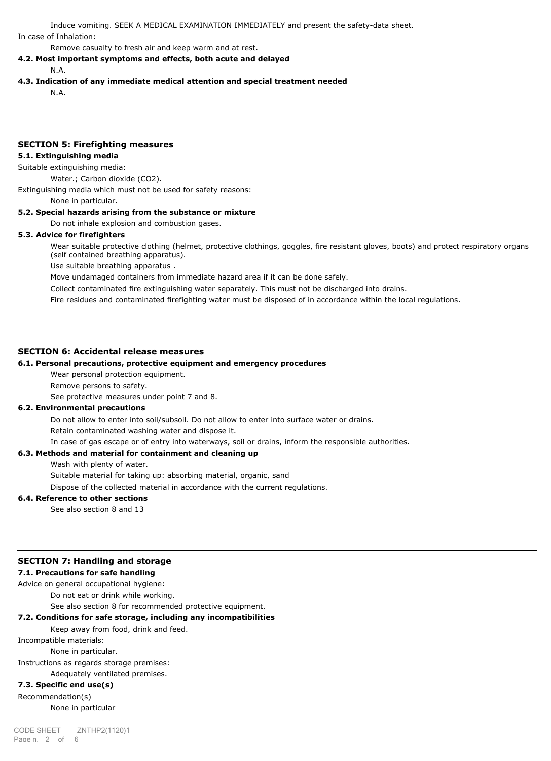Induce vomiting. SEEK A MEDICAL EXAMINATION IMMEDIATELY and present the safety-data sheet.

In case of Inhalation:

Remove casualty to fresh air and keep warm and at rest.

**4.2. Most important symptoms and effects, both acute and delayed**

N.A.

**4.3. Indication of any immediate medical attention and special treatment needed**

N.A.

## SECTION 5: Firefighting measures

**5.1. Extinguishing media**

Suitable extinguishing media:

Water.; Carbon dioxide ($CO_2$).

Extinguishing media which must not be used for safety reasons:

None in particular.

**5.2. Special hazards arising from the substance or mixture**

Do not inhale explosion and combustion gases.

**5.3. Advice for firefighters**

Wear suitable protective clothing (helmet, protective clothings, goggles, fire resistant gloves, boots) and protect respiratory organs (self contained breathing apparatus).

Use suitable breathing apparatus .

Move undamaged containers from immediate hazard area if it can be done safely.

Collect contaminated fire extinguishing water separately. This must not be discharged into drains.

Fire residues and contaminated firefighting water must be disposed of in accordance within the local regulations.

## SECTION 6: Accidental release measures

**6.1. Personal precautions, protective equipment and emergency procedures**

Wear personal protection equipment.

Remove persons to safety.

See protective measures under point 7 and 8.

**6.2. Environmental precautions**

Do not allow to enter into soil/subsoil. Do not allow to enter into surface water or drains.

Retain contaminated washing water and dispose it.

In case of gas escape or of entry into waterways, soil or drains, inform the responsible authorities.

**6.3. Methods and material for containment and cleaning up**

Wash with plenty of water.

Suitable material for taking up: absorbing material, organic, sand

Dispose of the collected material in accordance with the current regulations.

**6.4. Reference to other sections**

See also section 8 and 13

## SECTION 7: Handling and storage

**7.1. Precautions for safe handling**

Advice on general occupational hygiene:

Do not eat or drink while working.

See also section 8 for recommended protective equipment.

**7.2. Conditions for safe storage, including any incompatibilities**

Keep away from food, drink and feed.

Incompatible materials:

None in particular.

Instructions as regards storage premises:

Adequately ventilated premises.

**7.3. Specific end use(s)**

Recommendation(s)

None in particular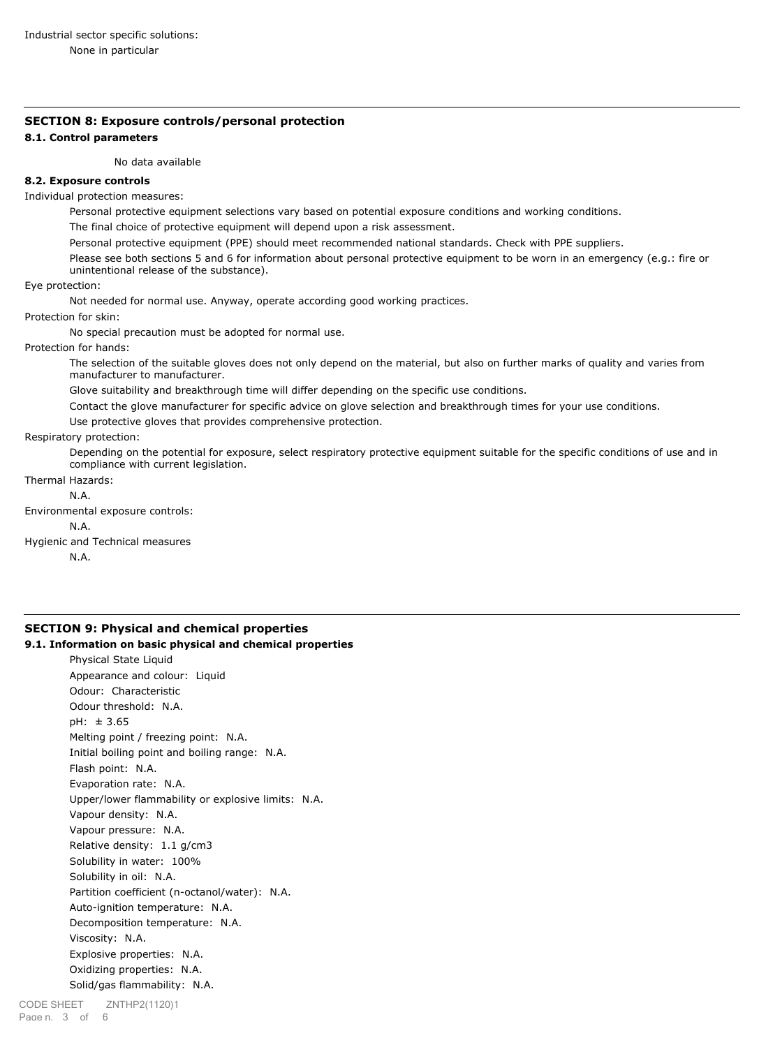Industrial sector specific solutions:

None in particular

## SECTION 8: Exposure controls/personal protection

### 8.1. Control parameters

No data available

### 8.2. Exposure controls

Individual protection measures:

Personal protective equipment selections vary based on potential exposure conditions and working conditions.

The final choice of protective equipment will depend upon a risk assessment.

Personal protective equipment (PPE) should meet recommended national standards. Check with PPE suppliers.

Please see both sections 5 and 6 for information about personal protective equipment to be worn in an emergency (e.g.: fire or unintentional release of the substance).

Eye protection:

Not needed for normal use. Anyway, operate according good working practices.

Protection for skin:

No special precaution must be adopted for normal use.

Protection for hands:

The selection of the suitable gloves does not only depend on the material, but also on further marks of quality and varies from manufacturer to manufacturer.

Glove suitability and breakthrough time will differ depending on the specific use conditions.

Contact the glove manufacturer for specific advice on glove selection and breakthrough times for your use conditions.

Use protective gloves that provides comprehensive protection.

Respiratory protection:

Depending on the potential for exposure, select respiratory protective equipment suitable for the specific conditions of use and in compliance with current legislation.

Thermal Hazards:

N.A.

Environmental exposure controls:

N.A.

Hygienic and Technical measures

N.A.

## SECTION 9: Physical and chemical properties

### 9.1. Information on basic physical and chemical properties

Physical State Liquid
Appearance and colour: Liquid
Odour: Characteristic
Odour threshold: N.A.
pH: ± 3.65
Melting point / freezing point: N.A.
Initial boiling point and boiling range: N.A.
Flash point: N.A.
Evaporation rate: N.A.
Upper/lower flammability or explosive limits: N.A.
Vapour density: N.A.
Vapour pressure: N.A.
Relative density: 1.1 g/cm3
Solubility in water: 100%
Solubility in oil: N.A.
Partition coefficient (n-octanol/water): N.A.
Auto-ignition temperature: N.A.
Decomposition temperature: N.A.
Viscosity: N.A.
Explosive properties: N.A.
Oxidizing properties: N.A.
Solid/gas flammability: N.A.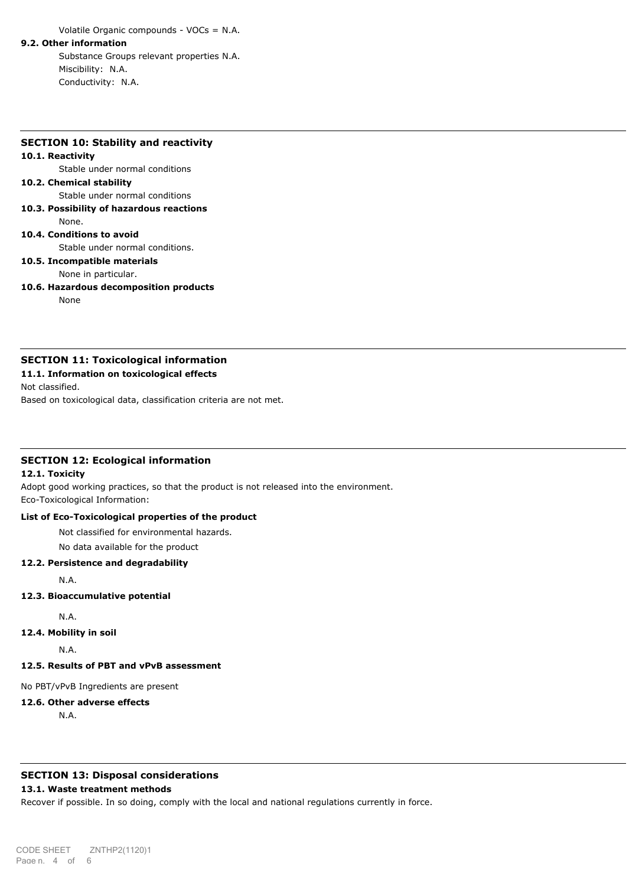Volatile Organic compounds - VOCs = N.A.

**9.2. Other information**

Substance Groups relevant properties N.A.

Miscibility: N.A.

Conductivity: N.A.

## SECTION 10: Stability and reactivity

**10.1. Reactivity**

Stable under normal conditions

**10.2. Chemical stability**

Stable under normal conditions

**10.3. Possibility of hazardous reactions**

None.

**10.4. Conditions to avoid**

Stable under normal conditions.

**10.5. Incompatible materials**

None in particular.

**10.6. Hazardous decomposition products**

None

## SECTION 11: Toxicological information

**11.1. Information on toxicological effects**

Not classified.

Based on toxicological data, classification criteria are not met.

## SECTION 12: Ecological information

**12.1. Toxicity**

Adopt good working practices, so that the product is not released into the environment.

Eco-Toxicological Information:

**List of Eco-Toxicological properties of the product**

Not classified for environmental hazards.

No data available for the product

**12.2. Persistence and degradability**

N.A.

**12.3. Bioaccumulative potential**

N.A.

**12.4. Mobility in soil**

N.A.

**12.5. Results of PBT and vPvB assessment**

No PBT/vPvB Ingredients are present

**12.6. Other adverse effects**

N.A.

## SECTION 13: Disposal considerations

**13.1. Waste treatment methods**

Recover if possible. In so doing, comply with the local and national regulations currently in force.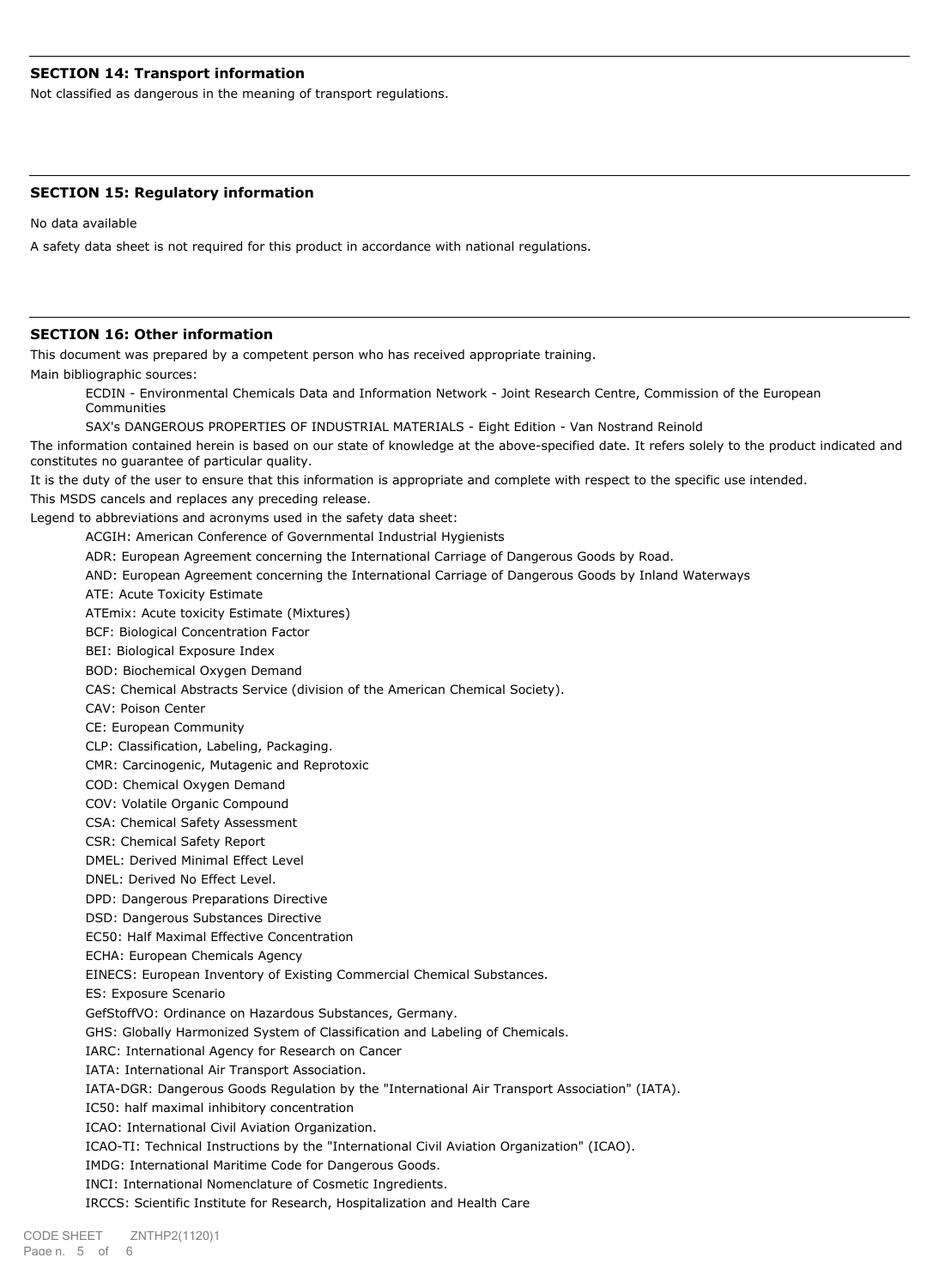## SECTION 14: Transport information

Not classified as dangerous in the meaning of transport regulations.

## SECTION 15: Regulatory information

No data available

A safety data sheet is not required for this product in accordance with national regulations.

## SECTION 16: Other information

This document was prepared by a competent person who has received appropriate training.

Main bibliographic sources:

- ECDIN - Environmental Chemicals Data and Information Network - Joint Research Centre, Commission of the European Communities
- SAX's DANGEROUS PROPERTIES OF INDUSTRIAL MATERIALS - Eight Edition - Van Nostrand Reinold

The information contained herein is based on our state of knowledge at the above-specified date. It refers solely to the product indicated and constitutes no guarantee of particular quality.

It is the duty of the user to ensure that this information is appropriate and complete with respect to the specific use intended.

This MSDS cancels and replaces any preceding release.

Legend to abbreviations and acronyms used in the safety data sheet:

- ACGIH: American Conference of Governmental Industrial Hygienists
- ADR: European Agreement concerning the International Carriage of Dangerous Goods by Road.
- AND: European Agreement concerning the International Carriage of Dangerous Goods by Inland Waterways
- ATE: Acute Toxicity Estimate
- ATEmix: Acute toxicity Estimate (Mixtures)
- BCF: Biological Concentration Factor
- BEI: Biological Exposure Index
- BOD: Biochemical Oxygen Demand
- CAS: Chemical Abstracts Service (division of the American Chemical Society).
- CAV: Poison Center
- CE: European Community
- CLP: Classification, Labeling, Packaging.
- CMR: Carcinogenic, Mutagenic and Reprotoxic
- COD: Chemical Oxygen Demand
- COV: Volatile Organic Compound
- CSA: Chemical Safety Assessment
- CSR: Chemical Safety Report
- DMEL: Derived Minimal Effect Level
- DNEL: Derived No Effect Level.
- DPD: Dangerous Preparations Directive
- DSD: Dangerous Substances Directive
- EC50: Half Maximal Effective Concentration
- ECHA: European Chemicals Agency
- EINECS: European Inventory of Existing Commercial Chemical Substances.
- ES: Exposure Scenario
- GefStoffVO: Ordinance on Hazardous Substances, Germany.
- GHS: Globally Harmonized System of Classification and Labeling of Chemicals.
- IARC: International Agency for Research on Cancer
- IATA: International Air Transport Association.
- IATA-DGR: Dangerous Goods Regulation by the "International Air Transport Association" (IATA).
- IC50: half maximal inhibitory concentration
- ICAO: International Civil Aviation Organization.
- ICAO-TI: Technical Instructions by the "International Civil Aviation Organization" (ICAO).
- IMDG: International Maritime Code for Dangerous Goods.
- INCI: International Nomenclature of Cosmetic Ingredients.
- IRCCS: Scientific Institute for Research, Hospitalization and Health Care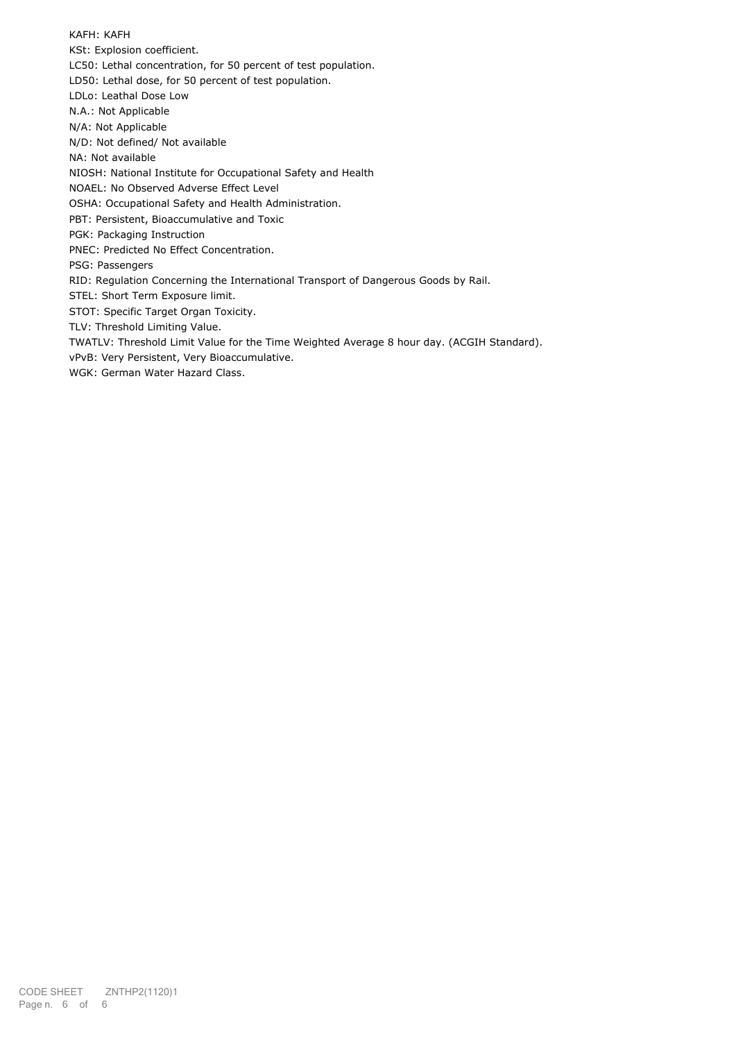KAFH: KAFH

KSt: Explosion coefficient.

LC50: Lethal concentration, for 50 percent of test population.

LD50: Lethal dose, for 50 percent of test population.

LDLo: Leathal Dose Low

N.A.: Not Applicable

N/A: Not Applicable

N/D: Not defined/ Not available

NA: Not available

NIOSH: National Institute for Occupational Safety and Health

NOAEL: No Observed Adverse Effect Level

OSHA: Occupational Safety and Health Administration.

PBT: Persistent, Bioaccumulative and Toxic

PGK: Packaging Instruction

PNEC: Predicted No Effect Concentration.

PSG: Passengers

RID: Regulation Concerning the International Transport of Dangerous Goods by Rail.

STEL: Short Term Exposure limit.

STOT: Specific Target Organ Toxicity.

TLV: Threshold Limiting Value.

TWATLV: Threshold Limit Value for the Time Weighted Average 8 hour day. (ACGIH Standard).

vPvB: Very Persistent, Very Bioaccumulative.

WGK: German Water Hazard Class.